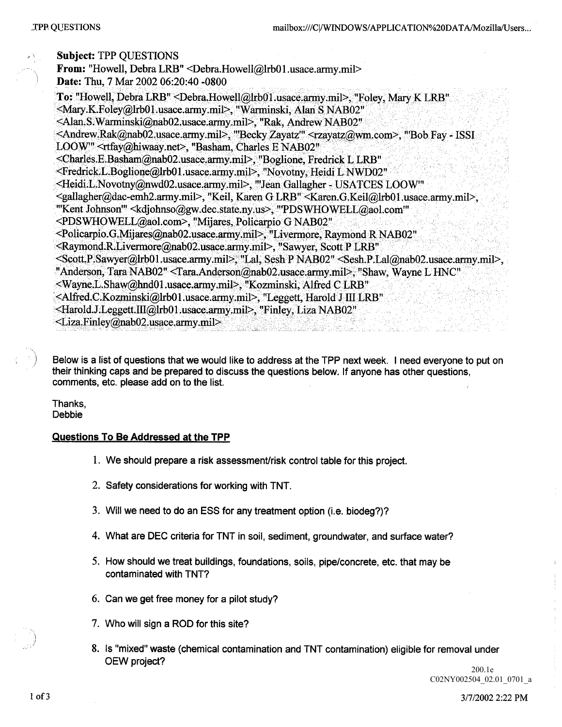**Subject:** TPP QUESTIONS
**From:** "Howell, Debra LRB" <Debra.Howell@lrb01.usace.army.mil>
**Date:** Thu, 7 Mar 2002 06:20:40 -0800
**To:** "Howell, Debra LRB" <Debra.Howell@lrb01.usace.army.mil>, "Foley, Mary K LRB" <Mary.K.Foley@lrb01.usace.army.mil>, "Warminski, Alan S NAB02" <Alan.S.Warminski@nab02.usace.army.mil>, "Rak, Andrew NAB02" <Andrew.Rak@nab02.usace.army.mil>, "'Becky Zayatz'" <rzayatz@wm.com>, "'Bob Fay - ISSI LOOW'" <rtfay@hiwaay.net>, "Basham, Charles E NAB02" <Charles.E.Basham@nab02.usace.army.mil>, "Boglione, Fredrick L LRB" <Fredrick.L.Boglione@lrb01.usace.army.mil>, "Novotny, Heidi L NWD02" <Heidi.L.Novotny@nwd02.usace.army.mil>, "'Jean Gallagher - USATCES LOOW'" <gallagher@dac-emh2.army.mil>, "Keil, Karen G LRB" <Karen.G.Keil@lrb01.usace.army.mil>, "'Kent Johnson'" <kdjohnso@gw.dec.state.ny.us>, "'PDSWHOWELL@aol.com'" <PDSWHOWELL@aol.com>, "Mijares, Policarpio G NAB02" <Policarpio.G.Mijares@nab02.usace.army.mil>, "Livermore, Raymond R NAB02" <Raymond.R.Livermore@nab02.usace.army.mil>, "Sawyer, Scott P LRB" <Scott.P.Sawyer@lrb01.usace.army.mil>, "Lal, Sesh P NAB02" <Sesh.P.Lal@nab02.usace.army.mil>, "Anderson, Tara NAB02" <Tara.Anderson@nab02.usace.army.mil>, "Shaw, Wayne L HNC" <Wayne.L.Shaw@hnd01.usace.army.mil>, "Kozminski, Alfred C LRB" <Alfred.C.Kozminski@lrb01.usace.army.mil>, "Leggett, Harold J III LRB" <Harold.J.Leggett.III@lrb01.usace.army.mil>, "Finley, Liza NAB02" <Liza.Finley@nab02.usace.army.mil>

Below is a list of questions that we would like to address at the TPP next week. I need everyone to put on their thinking caps and be prepared to discuss the questions below. If anyone has other questions, comments, etc. please add on to the list.

Thanks,
Debbie

**Questions To Be Addressed at the TPP**

1. We should prepare a risk assessment/risk control table for this project.
2. Safety considerations for working with TNT.
3. Will we need to do an ESS for any treatment option (i.e. biodeg?)?
4. What are DEC criteria for TNT in soil, sediment, groundwater, and surface water?
5. How should we treat buildings, foundations, soils, pipe/concrete, etc. that may be contaminated with TNT?
6. Can we get free money for a pilot study?
7. Who will sign a ROD for this site?
8. Is "mixed" waste (chemical contamination and TNT contamination) eligible for removal under OEW project?

200.1e
C02NY002504_02.01_0701_a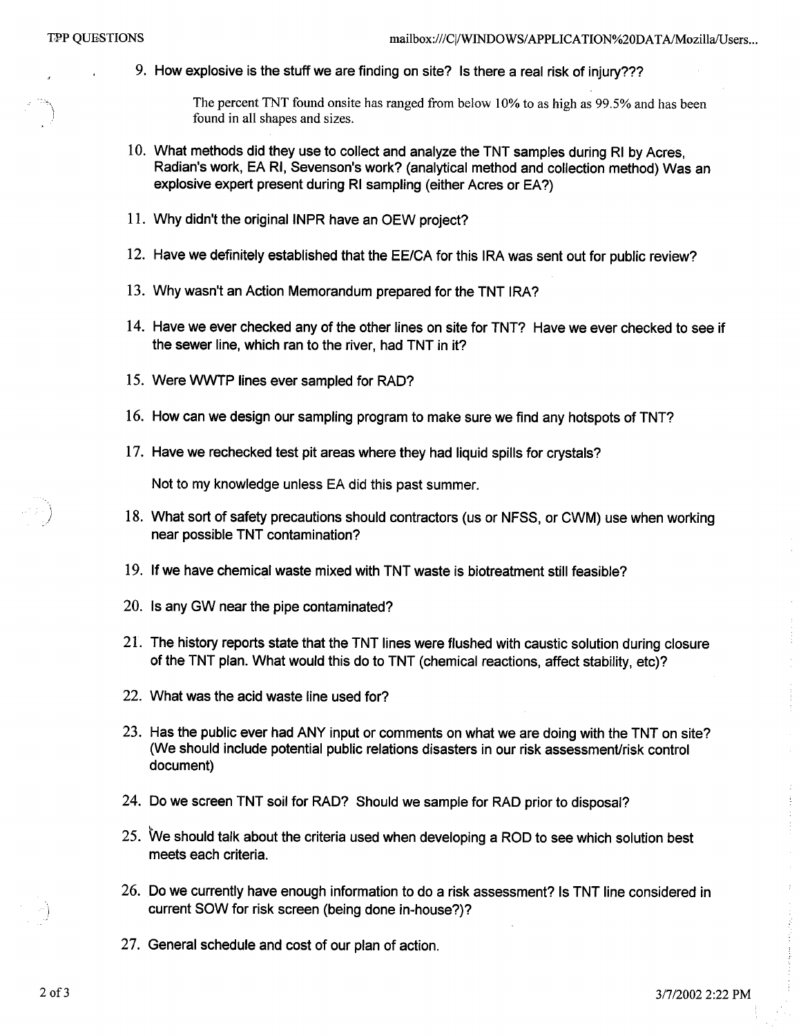9. How explosive is the stuff we are finding on site? Is there a real risk of injury???

   The percent TNT found onsite has ranged from below 10% to as high as 99.5% and has been found in all shapes and sizes.

10. What methods did they use to collect and analyze the TNT samples during RI by Acres, Radian's work, EA RI, Sevenson's work? (analytical method and collection method) Was an explosive expert present during RI sampling (either Acres or EA?)

11. Why didn't the original INPR have an OEW project?

12. Have we definitely established that the EE/CA for this IRA was sent out for public review?

13. Why wasn't an Action Memorandum prepared for the TNT IRA?

14. Have we ever checked any of the other lines on site for TNT? Have we ever checked to see if the sewer line, which ran to the river, had TNT in it?

15. Were WWTP lines ever sampled for RAD?

16. How can we design our sampling program to make sure we find any hotspots of TNT?

17. Have we rechecked test pit areas where they had liquid spills for crystals?

    Not to my knowledge unless EA did this past summer.

18. What sort of safety precautions should contractors (us or NFSS, or CWM) use when working near possible TNT contamination?

19. If we have chemical waste mixed with TNT waste is biotreatment still feasible?

20. Is any GW near the pipe contaminated?

21. The history reports state that the TNT lines were flushed with caustic solution during closure of the TNT plan. What would this do to TNT (chemical reactions, affect stability, etc)?

22. What was the acid waste line used for?

23. Has the public ever had ANY input or comments on what we are doing with the TNT on site? (We should include potential public relations disasters in our risk assessment/risk control document)

24. Do we screen TNT soil for RAD? Should we sample for RAD prior to disposal?

25. We should talk about the criteria used when developing a ROD to see which solution best meets each criteria.

26. Do we currently have enough information to do a risk assessment? Is TNT line considered in current SOW for risk screen (being done in-house?)?

27. General schedule and cost of our plan of action.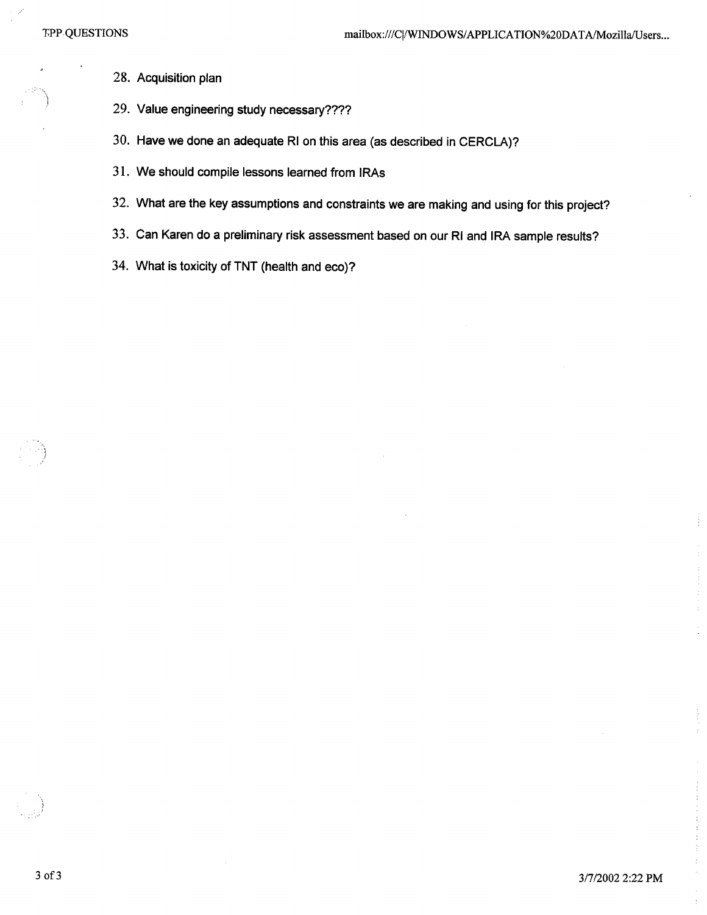28. Acquisition plan
29. Value engineering study necessary????
30. Have we done an adequate RI on this area (as described in CERCLA)?
31. We should compile lessons learned from IRAs
32. What are the key assumptions and constraints we are making and using for this project?
33. Can Karen do a preliminary risk assessment based on our RI and IRA sample results?
34. What is toxicity of TNT (health and eco)?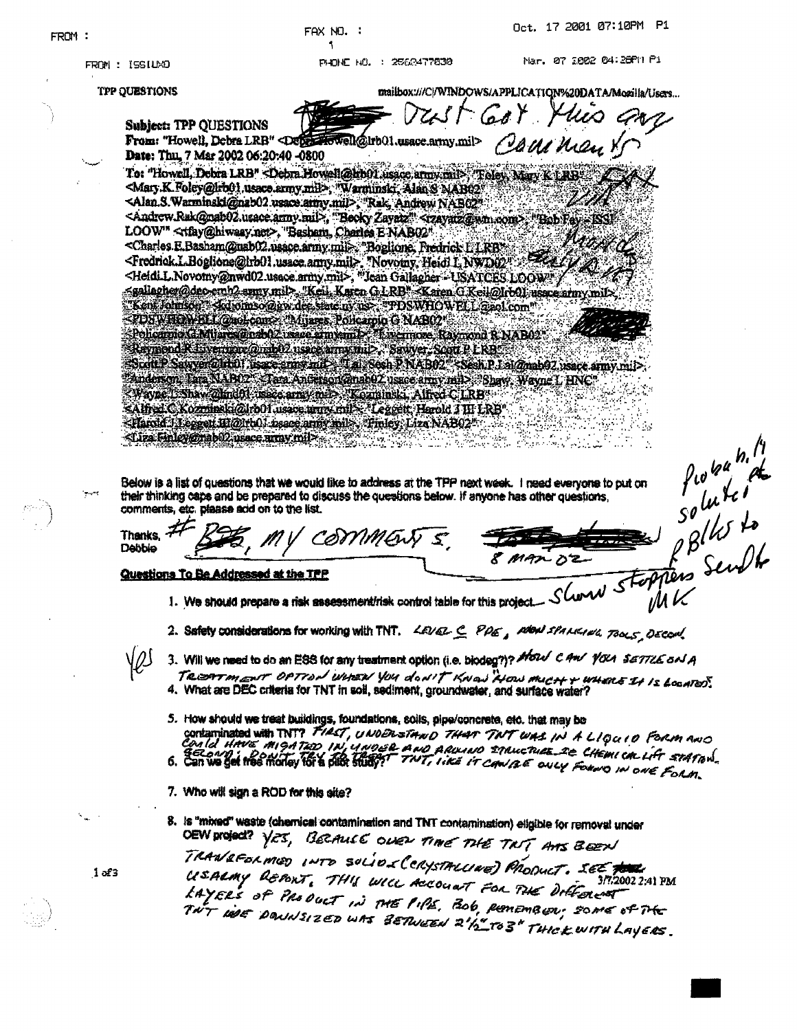FROM : FAX NO. : Oct. 17 2001 07:10PM P1

FROM : ISSILXO PHONE NO. : 2562477830 Mar. 07 2002 04:28PM P1

TPP QUESTIONS mailbox:///C|/WINDOWS/APPLICATION%20DATA/Mozilla/Users...

~~Bob~~ Just Got this any comments

**Subject:** TPP QUESTIONS
**From:** "Howell, Debra LRB" <Debra.Howell@lrb01.usace.army.mil>
**Date:** Thu, 7 Mar 2002 06:20:40 -0800
**To:** "Howell, Debra LRB" <Debra.Howell@lrb01.usace.army.mil>, "Foley, Mary K LRB" <Mary.K.Foley@lrb01.usace.army.mil>, "Warminski, Alan S NAB02" <Alan.S.Warminski@nab02.usace.army.mil>, "Rak, Andrew NAB02" <Andrew.Rak@nab02.usace.army.mil>, "Becky Zayatz" <rzayatz@wm.com>, "Bob Fay - ISSI LOOW" <rfay@hiwaay.net>, "Basham, Charles E NAB02" <Charles.E.Basham@nab02.usace.army.mil>, "Boglione, Fredrick L LRB" <Fredrick.L.Boglione@lrb01.usace.army.mil>, "Novotny, Heidi L NWD02" <Heidi.L.Novotny@nwd02.usace.army.mil>, "Jean Gallagher - USATCES LOOW" <gallagher@dec-emh2-army.mil>, "Keil, Karen G LRB" <Karen.G.Keil@lrb01.usace.army.mil>, "Kent Johnson" <kdjohnso@gw.dec.state.ny.us>, "PDSWHOWELL@aol.com" <PDSWHOWELL@aol.com>, "Mijares, Policarpio G NAB02" <Policarpio.G.Mijares@nab02.usace.army.mil>, "Livermore, Raymond R NAB02" <Raymond.R.Livermore@nab02.usace.army.mil>, "Sawyer, Scott P LRB" <Scott.P.Sawyer@lrb01.usace.army.mil>, "Lal, Sesh P NAB02" <Sesh.P.Lal@nab02.usace.army.mil>, "Anderson, Tara NAB02" <Tara.Anderson@nab02.usace.army.mil>, "Shaw, Wayne L HNC" <Wayne.L.Shaw@hnd01.usace.army.mil>, "Kozminski, Alfred C LRB" <Alfred.C.Kozminski@lrb01.usace.army.mil>, "Leggett, Harold J III LRB" <Harold.J.Leggett.III@lrb01.usace.army.mil>, "Finley, Liza NAB02" <Liza.Finley@nab02.usace.army.mil>

Below is a list of questions that we would like to address at the TPP next week. I need everyone to put on their thinking caps and be prepared to discuss the questions below. If anyone has other questions, comments, etc. please add on to the list.

Thanks,
Debbie

# Bob, MY COMMENTS. 8 MAR 02

Probably the solution & BKs to send to MK

### Questions To Be Addressed at the TPP

1. We should prepare a risk assessment/risk control table for this project. — Show stoppers
2. Safety considerations for working with TNT. LEVEL C PPE, NON SPARKING TOOLS, DECON.
3. Will we need to do an ESS for any treatment option (i.e. biodeg?)? HOW CAN YOU SETTLE ON A TREATMENT OPTION WHEN YOU DON'T KNOW HOW MUCH & WHERE IT IS LOCATED. (Yes)
4. What are DEC criteria for TNT in soil, sediment, groundwater, and surface water?
5. How should we treat buildings, foundations, soils, pipe/concrete, etc. that may be contaminated with TNT? FIRST, UNDERSTAND THAT TNT WAS IN A LIQUID FORM AND COULD HAVE MIGRATED IN, UNDER AND AROUND STRUCTURE IE CHEMICAL LIFT STATION. SECOND, DON'T TRY TO TREAT TNT, LIKE IT CAN BE ONLY FOUND IN ONE FORM.
6. Can we get free money for a pilot study?
7. Who will sign a ROD for this site?
8. Is "mixed" waste (chemical contamination and TNT contamination) eligible for removal under OEW project? YES, BECAUSE OVER TIME THE TNT HAS BEEN TRANSFORMED INTO SOLIDS (CRYSTALLINE) PRODUCT. SEE ~~your~~ USARMY REPORT. THIS WILL ACCOUNT FOR THE DIFFERENT LAYERS OF PRODUCT IN THE PIPE. BOB, REMEMBER; SOME OF THE TNT WE DOWNSIZED WAS BETWEEN 2½" TO 3" THICK WITH LAYERS.

3/7/2002 2:41 PM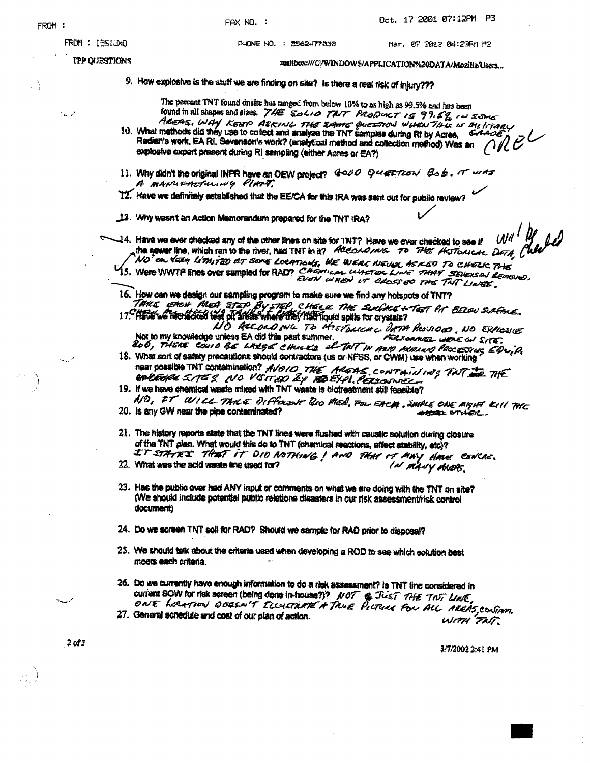TPP QUESTIONS

9. How explosive is the stuff we are finding on site? Is there a real risk of injury???

   The percent TNT found onsite has ranged from below 10% to as high as 99.5% and has been found in all shapes and sizes. THE SOLID TNT PRODUCT IS 99.5% IN SOME AREAS. WHY KEEP ASKING THE SAME QUESTION WHEN THIS IS MILITARY GRADE

10. What methods did they use to collect and analyze the TNT samples during RI by Acres, Radian's work, EA RI, Sevenson's work? (analytical method and collection method) Was an explosive expert present during RI sampling (either Acres or EA?)

    NREL ✓

11. Why didn't the original INPR have an OEW project? GOOD QUESTION Bob. IT WAS A MANUFACTURING PLANT.

12. Have we definitely established that the EE/CA for this IRA was sent out for public review? ✓

13. Why wasn't an Action Memorandum prepared for the TNT IRA? ✓

14. Have we ever checked any of the other lines on site for TNT? Have we ever checked to see if the sewer line, which ran to the river, had TNT in it? ACCORDING TO THE HISTORICAL DATA "NO" OR VERY LIMITED AT SOME LOCATIONS, WE WERE NEVER ASKED TO CHECK THE CHEMICAL WASTE LINE THAT SEVENSON REMOVED. EVEN WHEN IT CROSSED THE TNT LINES.

    Will be checked

15. Were WWTP lines ever sampled for RAD?

16. How can we design our sampling program to make sure we find any hotspots of TNT? TAKE EACH AREA STEP BY STEP, CHECK THE SURFACE + TEST PIT BELOW SURFACE. CHECK ALL HOLDING TANKS + PIPELINES.

17. Have we rechecked test pit areas where they had liquid spills for crystals? NO ACCORDING TO HISTORICAL DATA PROVIDED. NO EXPLOSIVE PERSONNEL WERE ON SITE.

    Not to my knowledge unless EA did this past summer.

    BOB, THERE COULD BE LARGE CHUNKS OF TNT IN AND AROUND PROCESSING EQUIP.

18. What sort of safety precautions should contractors (us or NFSS, or CWM) use when working near possible TNT contamination? AVOID THE AREAS CONTAINING TNT ~~OR~~ THE UNKNOWN SITES NO VISITED BY ~~??~~ EXPL. PERSONNEL.

19. If we have chemical waste mixed with TNT waste is biotreatment still feasible? NO, IT WILL TAKE DIFFERENT BIO MED. FOR EACH. SIMPLE ONE MIGHT KILL THE OTHER.

20. Is any GW near the pipe contaminated?

21. The history reports state that the TNT lines were flushed with caustic solution during closure of the TNT plan. What would this do to TNT (chemical reactions, affect stability, etc)? IT STATES THAT IT DID NOTHING! AND THAT IT MAY HAVE CONCRS. IN MANY AREAS.

22. What was the acid waste line used for?

23. Has the public ever had ANY input or comments on what we are doing with the TNT on site? (We should include potential public relations disasters in our risk assessment/risk control document)

24. Do we screen TNT soil for RAD? Should we sample for RAD prior to disposal?

25. We should talk about the criteria used when developing a ROD to see which solution best meets each criteria.

26. Do we currently have enough information to do a risk assessment? Is TNT line considered in current SOW for risk screen (being done in-house?)? NOT ~~&~~ JUST THE TNT LINE, ONE LOCATION DOESN'T ILLUSTRATE A TRUE PICTURE FOR ALL AREAS CONTAM. WITH TNT.

27. General schedule and cost of our plan of action.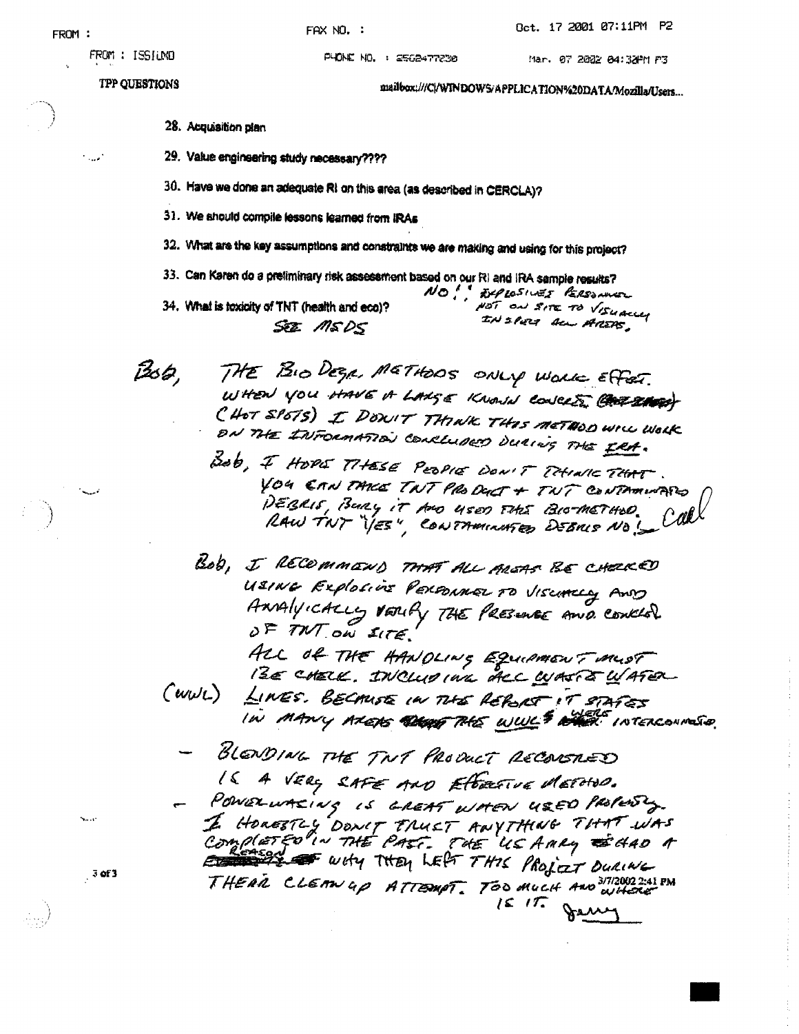TPP QUESTIONS

28. Acquisition plan

29. Value engineering study necessary????

30. Have we done an adequate RI on this area (as described in CERCLA)?

31. We should compile lessons learned from IRAs

32. What are the key assumptions and constraints we are making and using for this project?

33. Can Karen do a preliminary risk assessment based on our RI and IRA sample results?

NO!! EXPLOSIVES PERSONNEL NOT ON SITE TO VISUALLY INSPECT ALL AREAS.

34. What is toxicity of TNT (health and eco)?

SEE MSDS

Bob, THE BIO DEGR. METHODS ONLY WORK EFFECT. WHEN YOU HAVE A LARGE KNOWN CONCEN. (HOT SPOTS) I DON'T THINK THIS METHOD WILL WORK ON THE INFORMATION CONCLUDED DURING THE IRA.

Bob, I HOPE THESE PEOPLE DON'T THINK THAT. YOU CAN TAKE TNT PRODUCT + TNT CONTAMINATED DEBRIS, BURY IT AND USED THE BIO-METHOD. RAW TNT "YES", CONTAMINATED DEBRIS NO! Call

Bob, I RECOMMEND THAT ALL AREAS BE CHECKED USING EXPLOSIVE PERSONNEL TO VISUALLY AND ANALYTICALLY VERIFY THE PRESENCE AND CONCEN. OF TNT ON SITE.

ALL OF THE HANDLING EQUIPMENT MUST BE CHECK. INCLUDING ALL WASTE WATER LINES. (WWL) BECAUSE IN THE REPORT IT STATES IN MANY AREAS THE WWL'S WERE INTERCONNECTED.

- BLENDING THE TNT PRODUCT RECOVERED IS A VERY SAFE AND EFFECTIVE METHOD.
- POWERWASHING IS GREAT WHEN USED PROPERLY.

I HONESTLY DON'T TRUST ANYTHING THAT WAS COMPLETED IN THE PAST. THE US ARMY HAD A REASON WHY THEY LEFT THIS PROJECT DURING THEIR CLEANUP ATTEMPT. TOO MUCH AND WHERE IS IT.

Jerry